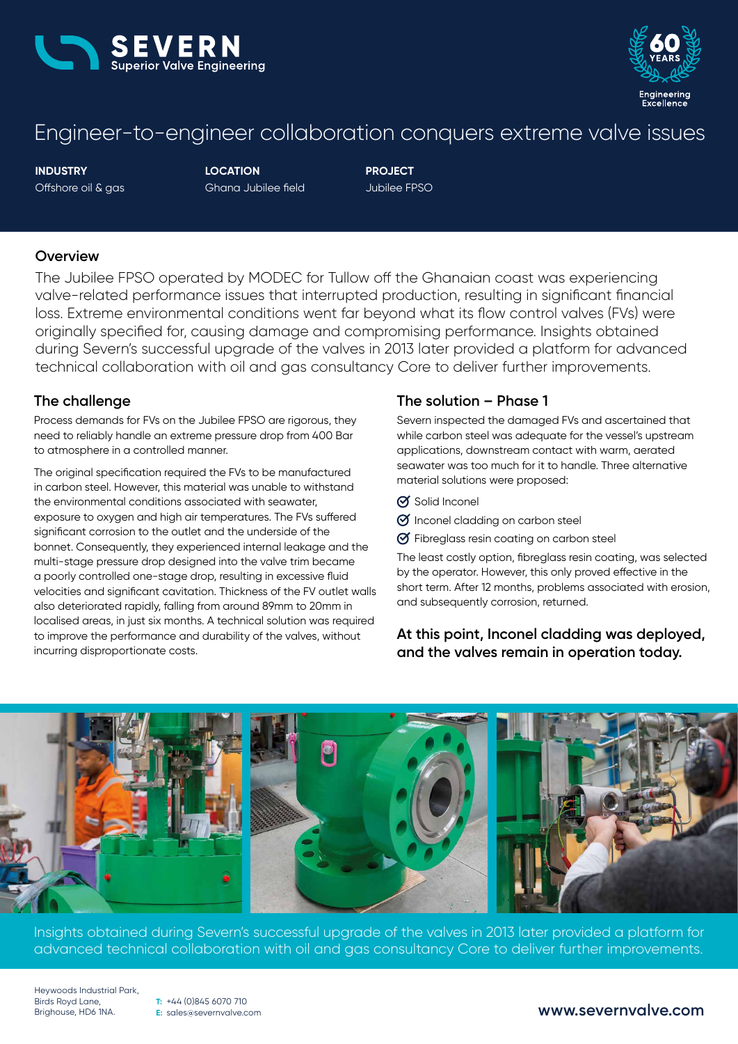# SEVERN

Superior Valve Engineering

60 YEARS Engineering Excellence

# Engineer-to-engineer collaboration conquers extreme valve issues

**INDUSTRY**
Offshore oil & gas

**LOCATION**
Ghana Jubilee field

**PROJECT**
Jubilee FPSO

## Overview

The Jubilee FPSO operated by MODEC for Tullow off the Ghanaian coast was experiencing valve-related performance issues that interrupted production, resulting in significant financial loss. Extreme environmental conditions went far beyond what its flow control valves (FVs) were originally specified for, causing damage and compromising performance. Insights obtained during Severn's successful upgrade of the valves in 2013 later provided a platform for advanced technical collaboration with oil and gas consultancy Core to deliver further improvements.

## The challenge

Process demands for FVs on the Jubilee FPSO are rigorous, they need to reliably handle an extreme pressure drop from 400 Bar to atmosphere in a controlled manner.

The original specification required the FVs to be manufactured in carbon steel. However, this material was unable to withstand the environmental conditions associated with seawater, exposure to oxygen and high air temperatures. The FVs suffered significant corrosion to the outlet and the underside of the bonnet. Consequently, they experienced internal leakage and the multi-stage pressure drop designed into the valve trim became a poorly controlled one-stage drop, resulting in excessive fluid velocities and significant cavitation. Thickness of the FV outlet walls also deteriorated rapidly, falling from around 89mm to 20mm in localised areas, in just six months. A technical solution was required to improve the performance and durability of the valves, without incurring disproportionate costs.

## The solution – Phase 1

Severn inspected the damaged FVs and ascertained that while carbon steel was adequate for the vessel's upstream applications, downstream contact with warm, aerated seawater was too much for it to handle. Three alternative material solutions were proposed:

- Solid Inconel
- Inconel cladding on carbon steel
- Fibreglass resin coating on carbon steel

The least costly option, fibreglass resin coating, was selected by the operator. However, this only proved effective in the short term. After 12 months, problems associated with erosion, and subsequently corrosion, returned.

**At this point, Inconel cladding was deployed, and the valves remain in operation today.**

Insights obtained during Severn's successful upgrade of the valves in 2013 later provided a platform for advanced technical collaboration with oil and gas consultancy Core to deliver further improvements.

Heywoods Industrial Park,
Birds Royd Lane,
Brighouse, HD6 1NA.

T: +44 (0)845 6070 710
E: sales@severnvalve.com

www.severnvalve.com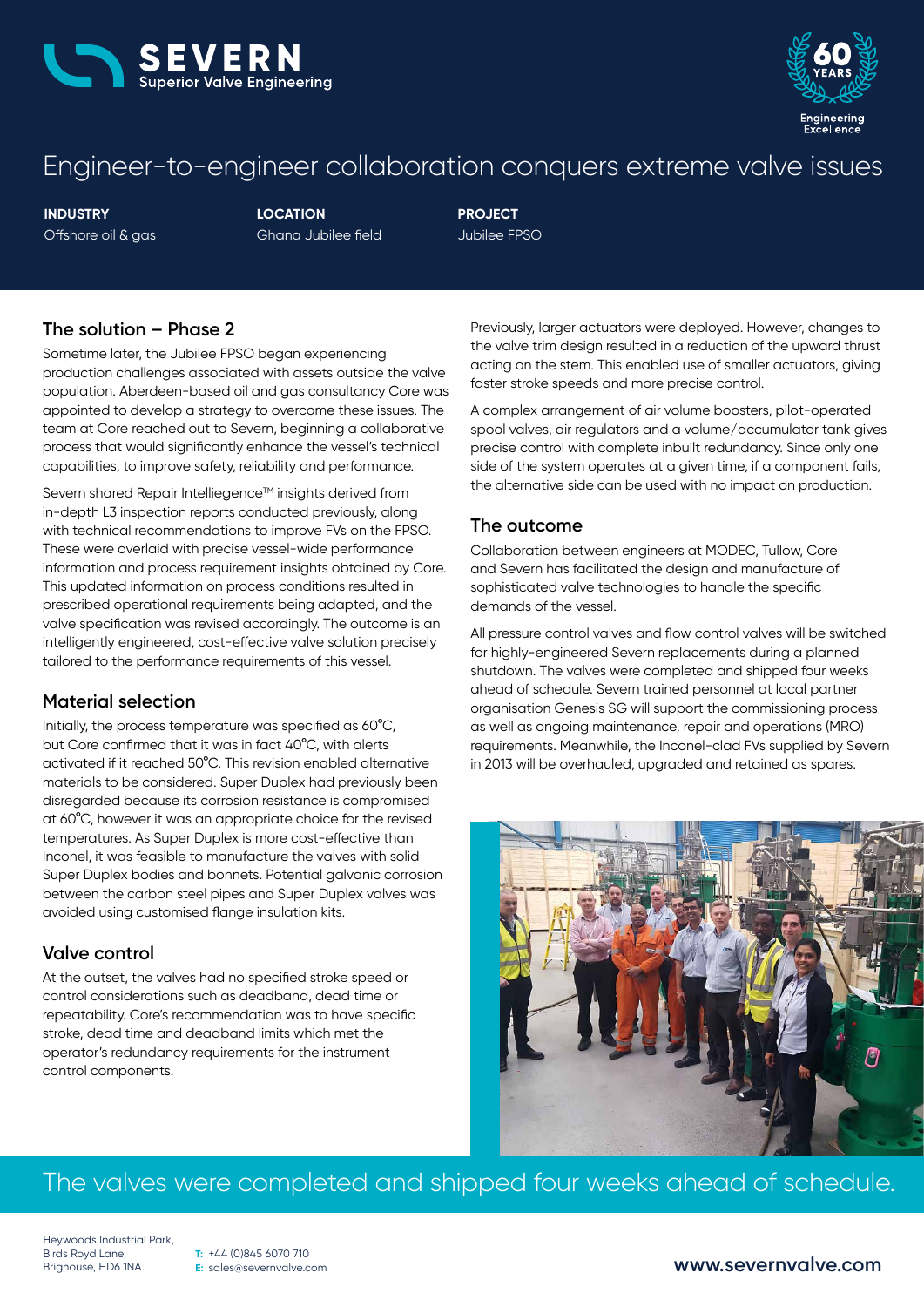# Engineer-to-engineer collaboration conquers extreme valve issues

**INDUSTRY**
Offshore oil & gas

**LOCATION**
Ghana Jubilee field

**PROJECT**
Jubilee FPSO

## The solution – Phase 2

Sometime later, the Jubilee FPSO began experiencing production challenges associated with assets outside the valve population. Aberdeen-based oil and gas consultancy Core was appointed to develop a strategy to overcome these issues. The team at Core reached out to Severn, beginning a collaborative process that would significantly enhance the vessel's technical capabilities, to improve safety, reliability and performance.

Severn shared Repair Intelliegence™ insights derived from in-depth L3 inspection reports conducted previously, along with technical recommendations to improve FVs on the FPSO. These were overlaid with precise vessel-wide performance information and process requirement insights obtained by Core. This updated information on process conditions resulted in prescribed operational requirements being adapted, and the valve specification was revised accordingly. The outcome is an intelligently engineered, cost-effective valve solution precisely tailored to the performance requirements of this vessel.

## Material selection

Initially, the process temperature was specified as 60°C, but Core confirmed that it was in fact 40°C, with alerts activated if it reached 50°C. This revision enabled alternative materials to be considered. Super Duplex had previously been disregarded because its corrosion resistance is compromised at 60°C, however it was an appropriate choice for the revised temperatures. As Super Duplex is more cost-effective than Inconel, it was feasible to manufacture the valves with solid Super Duplex bodies and bonnets. Potential galvanic corrosion between the carbon steel pipes and Super Duplex valves was avoided using customised flange insulation kits.

## Valve control

At the outset, the valves had no specified stroke speed or control considerations such as deadband, dead time or repeatability. Core's recommendation was to have specific stroke, dead time and deadband limits which met the operator's redundancy requirements for the instrument control components.

Previously, larger actuators were deployed. However, changes to the valve trim design resulted in a reduction of the upward thrust acting on the stem. This enabled use of smaller actuators, giving faster stroke speeds and more precise control.

A complex arrangement of air volume boosters, pilot-operated spool valves, air regulators and a volume/accumulator tank gives precise control with complete inbuilt redundancy. Since only one side of the system operates at a given time, if a component fails, the alternative side can be used with no impact on production.

## The outcome

Collaboration between engineers at MODEC, Tullow, Core and Severn has facilitated the design and manufacture of sophisticated valve technologies to handle the specific demands of the vessel.

All pressure control valves and flow control valves will be switched for highly-engineered Severn replacements during a planned shutdown. The valves were completed and shipped four weeks ahead of schedule. Severn trained personnel at local partner organisation Genesis SG will support the commissioning process as well as ongoing maintenance, repair and operations (MRO) requirements. Meanwhile, the Inconel-clad FVs supplied by Severn in 2013 will be overhauled, upgraded and retained as spares.

The valves were completed and shipped four weeks ahead of schedule.

Heywoods Industrial Park,
Birds Royd Lane,
Brighouse, HD6 1NA.

T: +44 (0)845 6070 710
E: sales@severnvalve.com

www.severnvalve.com